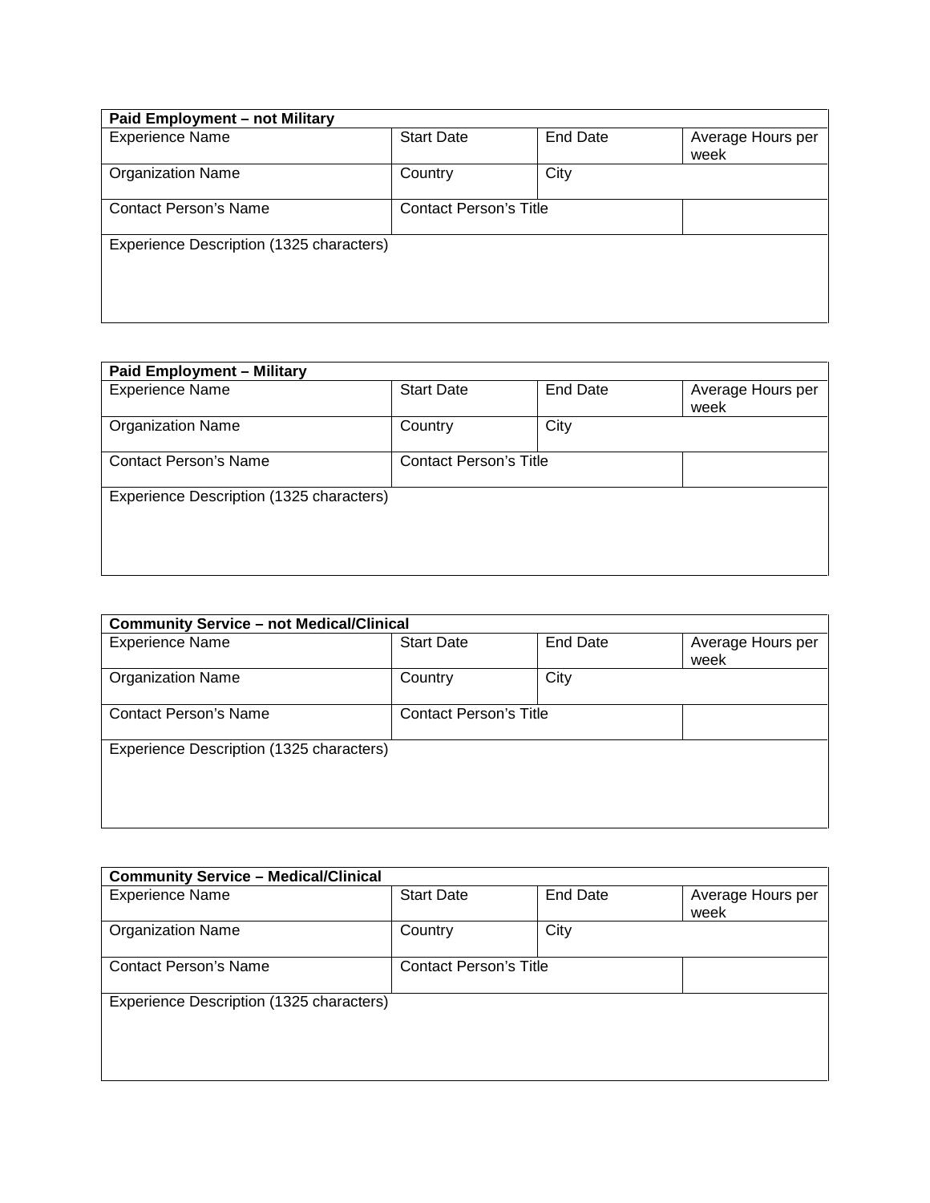| Paid Employment – not Military | | | |
|---|---|---|---|
| Experience Name | Start Date | End Date | Average Hours per week |
| Organization Name | Country | City | |
| Contact Person's Name | Contact Person's Title | | |
| Experience Description (1325 characters) | | | |

| Paid Employment – Military | | | |
|---|---|---|---|
| Experience Name | Start Date | End Date | Average Hours per week |
| Organization Name | Country | City | |
| Contact Person's Name | Contact Person's Title | | |
| Experience Description (1325 characters) | | | |

| Community Service – not Medical/Clinical | | | |
|---|---|---|---|
| Experience Name | Start Date | End Date | Average Hours per week |
| Organization Name | Country | City | |
| Contact Person's Name | Contact Person's Title | | |
| Experience Description (1325 characters) | | | |

| Community Service – Medical/Clinical | | | |
|---|---|---|---|
| Experience Name | Start Date | End Date | Average Hours per week |
| Organization Name | Country | City | |
| Contact Person's Name | Contact Person's Title | | |
| Experience Description (1325 characters) | | | |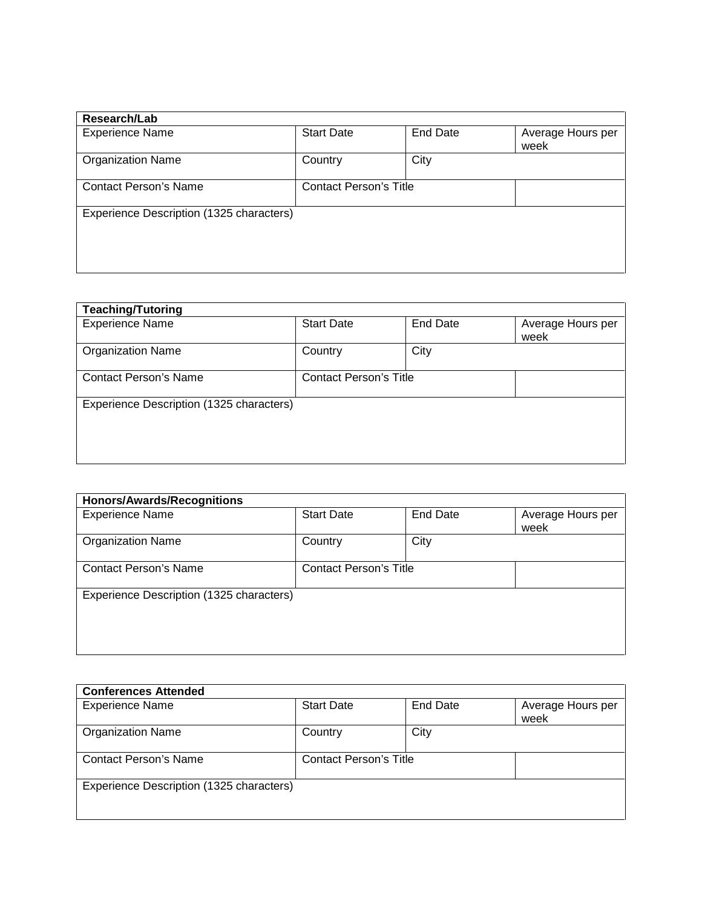| Research/Lab | | | |
|---|---|---|---|
| Experience Name | Start Date | End Date | Average Hours per week |
| Organization Name | Country | City | |
| Contact Person's Name | Contact Person's Title | | |
| Experience Description (1325 characters) | | | |

| Teaching/Tutoring | | | |
|---|---|---|---|
| Experience Name | Start Date | End Date | Average Hours per week |
| Organization Name | Country | City | |
| Contact Person's Name | Contact Person's Title | | |
| Experience Description (1325 characters) | | | |

| Honors/Awards/Recognitions | | | |
|---|---|---|---|
| Experience Name | Start Date | End Date | Average Hours per week |
| Organization Name | Country | City | |
| Contact Person's Name | Contact Person's Title | | |
| Experience Description (1325 characters) | | | |

| Conferences Attended | | | |
|---|---|---|---|
| Experience Name | Start Date | End Date | Average Hours per week |
| Organization Name | Country | City | |
| Contact Person's Name | Contact Person's Title | | |
| Experience Description (1325 characters) | | | |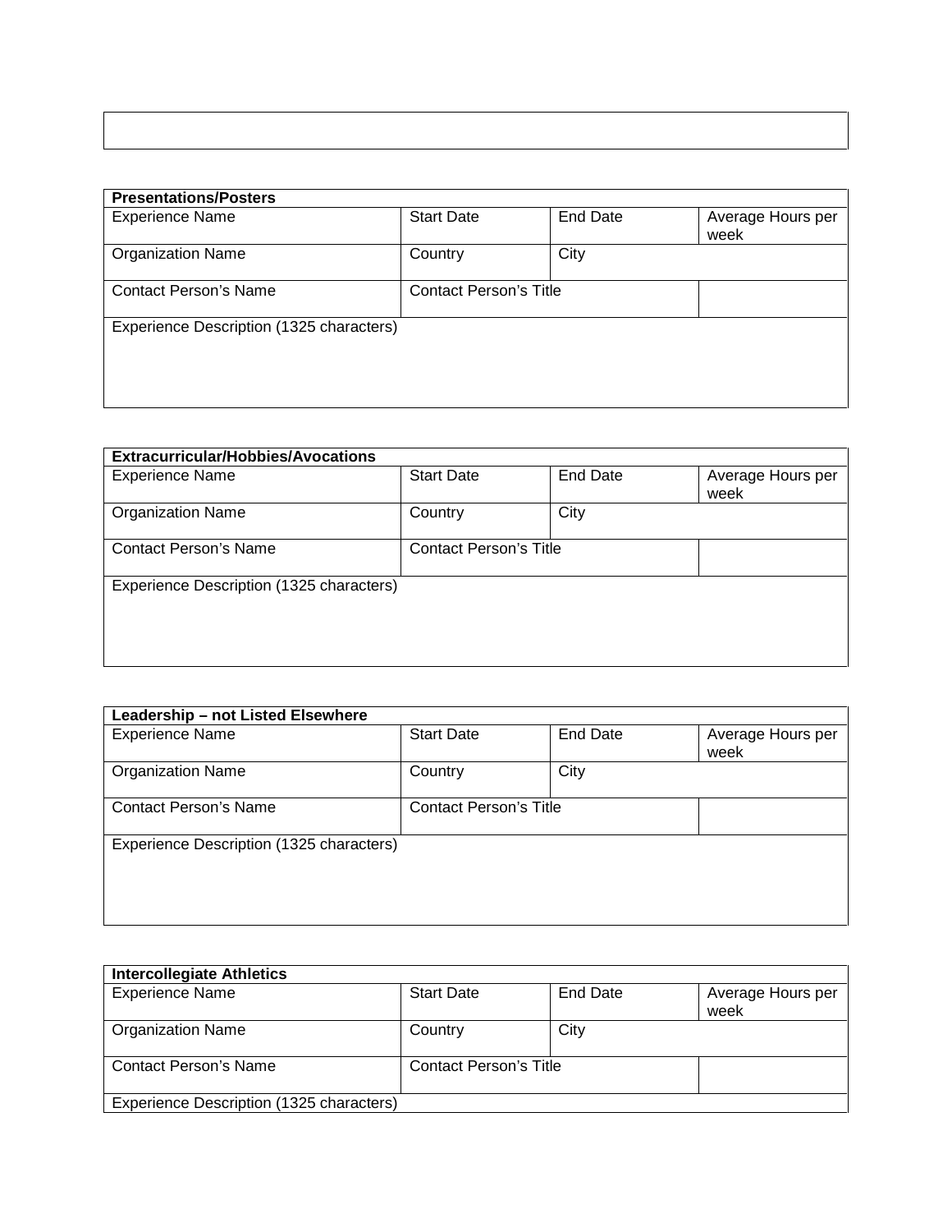| |
|---|
| |

| Presentations/Posters | | | |
|---|---|---|---|
| Experience Name | Start Date | End Date | Average Hours per week |
| Organization Name | Country | City | |
| Contact Person's Name | Contact Person's Title | | |
| Experience Description (1325 characters) | | | |

| Extracurricular/Hobbies/Avocations | | | |
|---|---|---|---|
| Experience Name | Start Date | End Date | Average Hours per week |
| Organization Name | Country | City | |
| Contact Person's Name | Contact Person's Title | | |
| Experience Description (1325 characters) | | | |

| Leadership – not Listed Elsewhere | | | |
|---|---|---|---|
| Experience Name | Start Date | End Date | Average Hours per week |
| Organization Name | Country | City | |
| Contact Person's Name | Contact Person's Title | | |
| Experience Description (1325 characters) | | | |

| Intercollegiate Athletics | | | |
|---|---|---|---|
| Experience Name | Start Date | End Date | Average Hours per week |
| Organization Name | Country | City | |
| Contact Person's Name | Contact Person's Title | | |
| Experience Description (1325 characters) | | | |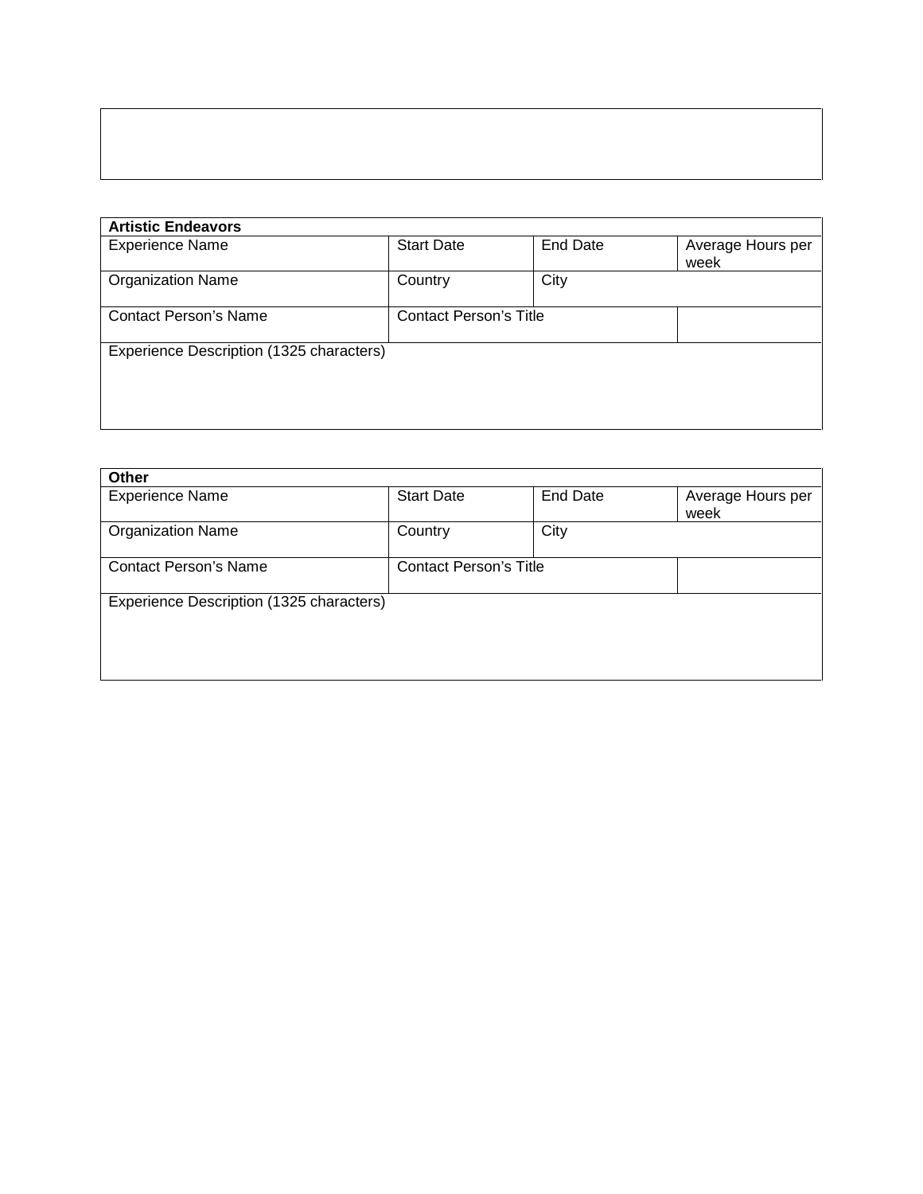| |
|---|
| |

| Artistic Endeavors | | | |
|---|---|---|---|
| Experience Name | Start Date | End Date | Average Hours per week |
| Organization Name | Country | City | |
| Contact Person's Name | Contact Person's Title | | |
| Experience Description (1325 characters) | | | |

| Other | | | |
|---|---|---|---|
| Experience Name | Start Date | End Date | Average Hours per week |
| Organization Name | Country | City | |
| Contact Person's Name | Contact Person's Title | | |
| Experience Description (1325 characters) | | | |